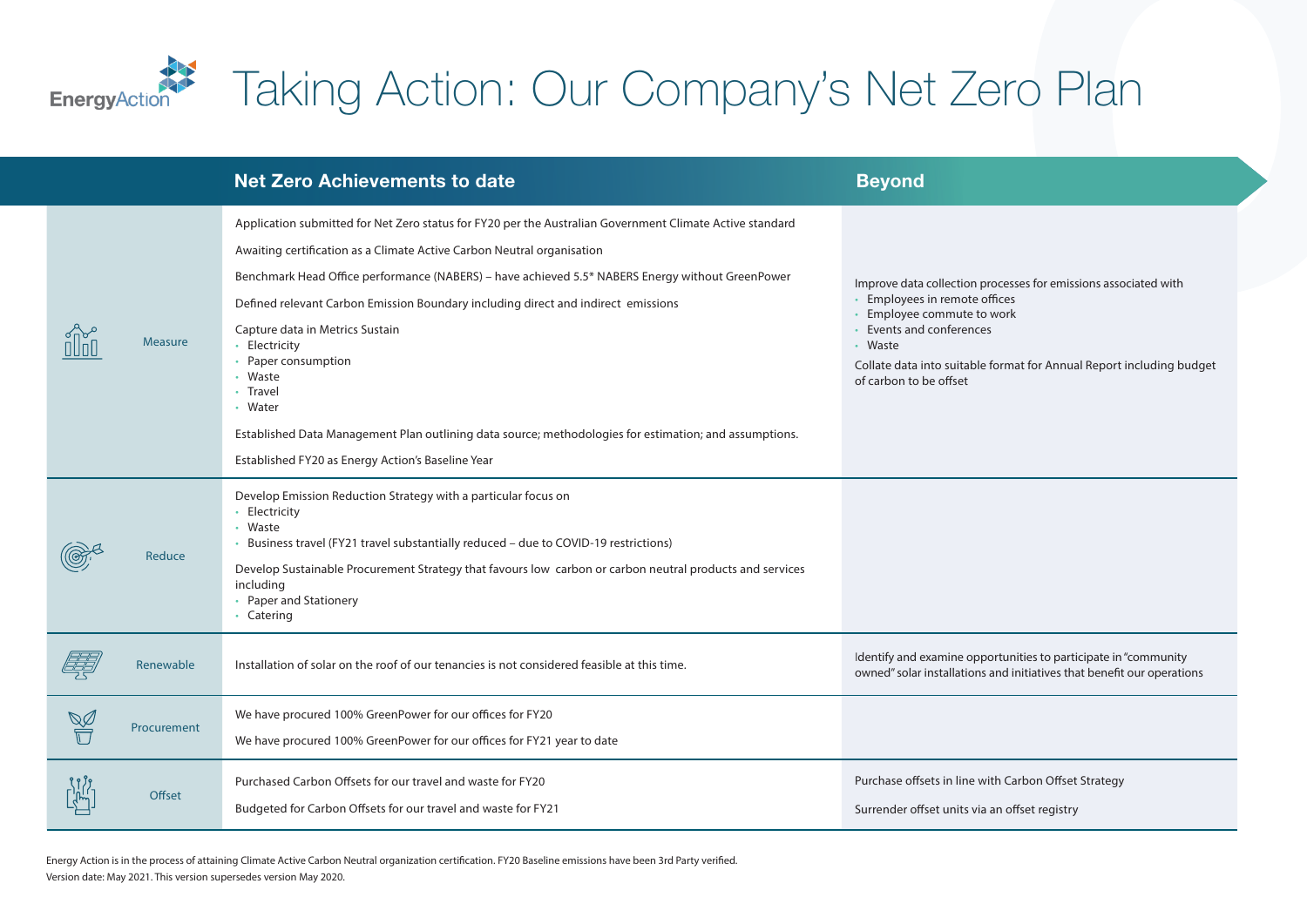# Taking Action: Our Company's Net Zero Plan

| | Net Zero Achievements to date | Beyond |
|---|---|---|
| Measure | Application submitted for Net Zero status for FY20 per the Australian Government Climate Active standard<br><br>Awaiting certification as a Climate Active Carbon Neutral organisation<br><br>Benchmark Head Office performance (NABERS) – have achieved 5.5* NABERS Energy without GreenPower<br><br>Defined relevant Carbon Emission Boundary including direct and indirect emissions<br><br>Capture data in Metrics Sustain<br>• Electricity<br>• Paper consumption<br>• Waste<br>• Travel<br>• Water<br><br>Established Data Management Plan outlining data source; methodologies for estimation; and assumptions.<br><br>Established FY20 as Energy Action's Baseline Year | Improve data collection processes for emissions associated with<br>• Employees in remote offices<br>• Employee commute to work<br>• Events and conferences<br>• Waste<br><br>Collate data into suitable format for Annual Report including budget of carbon to be offset |
| Reduce | Develop Emission Reduction Strategy with a particular focus on<br>• Electricity<br>• Waste<br>• Business travel (FY21 travel substantially reduced – due to COVID-19 restrictions)<br><br>Develop Sustainable Procurement Strategy that favours low carbon or carbon neutral products and services including<br>• Paper and Stationery<br>• Catering | |
| Renewable | Installation of solar on the roof of our tenancies is not considered feasible at this time. | Identify and examine opportunities to participate in "community owned" solar installations and initiatives that benefit our operations |
| Procurement | We have procured 100% GreenPower for our offices for FY20<br><br>We have procured 100% GreenPower for our offices for FY21 year to date | |
| Offset | Purchased Carbon Offsets for our travel and waste for FY20<br><br>Budgeted for Carbon Offsets for our travel and waste for FY21 | Purchase offsets in line with Carbon Offset Strategy<br><br>Surrender offset units via an offset registry |

Energy Action is in the process of attaining Climate Active Carbon Neutral organization certification. FY20 Baseline emissions have been 3rd Party verified.

Version date: May 2021. This version supersedes version May 2020.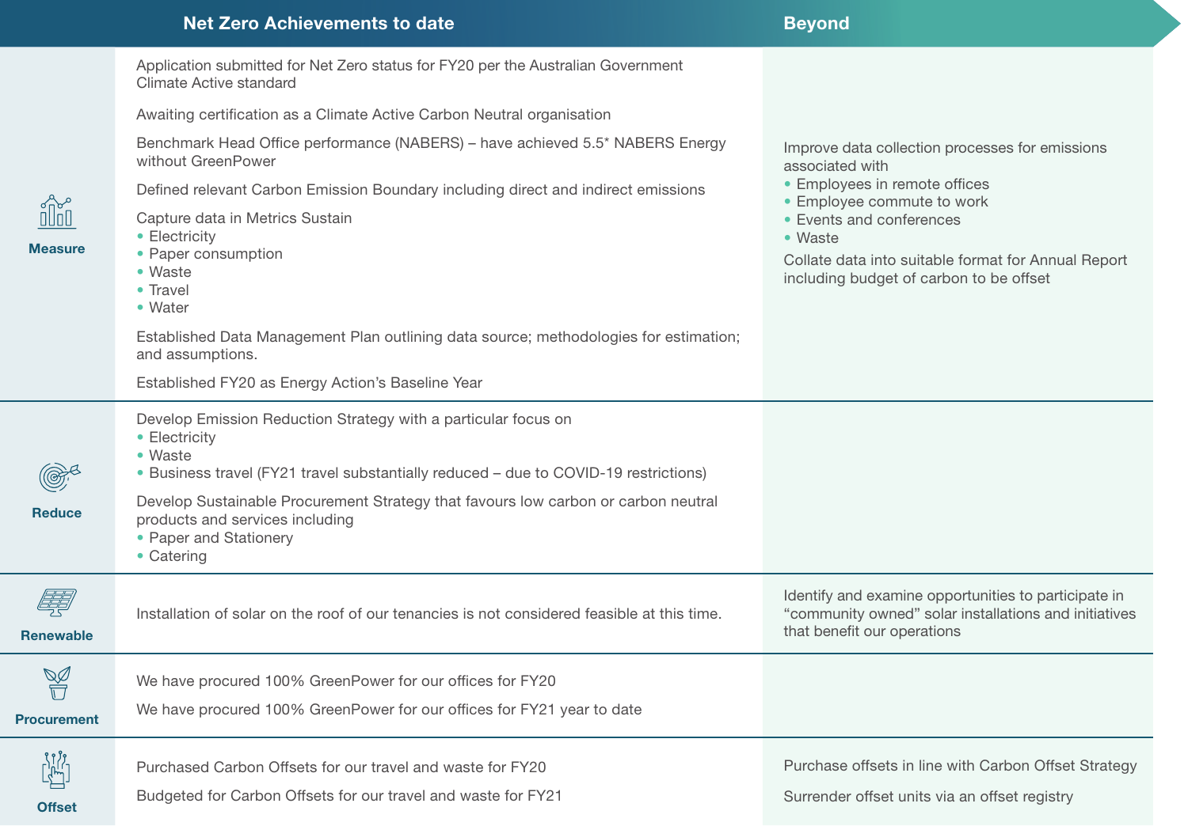| | Net Zero Achievements to date | Beyond |
|---|---|---|
| **Measure** | Application submitted for Net Zero status for FY20 per the Australian Government Climate Active standard<br><br>Awaiting certification as a Climate Active Carbon Neutral organisation<br><br>Benchmark Head Office performance (NABERS) – have achieved 5.5* NABERS Energy without GreenPower<br><br>Defined relevant Carbon Emission Boundary including direct and indirect emissions<br><br>Capture data in Metrics Sustain<br>• Electricity<br>• Paper consumption<br>• Waste<br>• Travel<br>• Water<br><br>Established Data Management Plan outlining data source; methodologies for estimation; and assumptions.<br><br>Established FY20 as Energy Action's Baseline Year | Improve data collection processes for emissions associated with<br>• Employees in remote offices<br>• Employee commute to work<br>• Events and conferences<br>• Waste<br><br>Collate data into suitable format for Annual Report including budget of carbon to be offset |
| **Reduce** | Develop Emission Reduction Strategy with a particular focus on<br>• Electricity<br>• Waste<br>• Business travel (FY21 travel substantially reduced – due to COVID-19 restrictions)<br><br>Develop Sustainable Procurement Strategy that favours low carbon or carbon neutral products and services including<br>• Paper and Stationery<br>• Catering | |
| **Renewable** | Installation of solar on the roof of our tenancies is not considered feasible at this time. | Identify and examine opportunities to participate in "community owned" solar installations and initiatives that benefit our operations |
| **Procurement** | We have procured 100% GreenPower for our offices for FY20<br><br>We have procured 100% GreenPower for our offices for FY21 year to date | |
| **Offset** | Purchased Carbon Offsets for our travel and waste for FY20<br><br>Budgeted for Carbon Offsets for our travel and waste for FY21 | Purchase offsets in line with Carbon Offset Strategy<br><br>Surrender offset units via an offset registry |